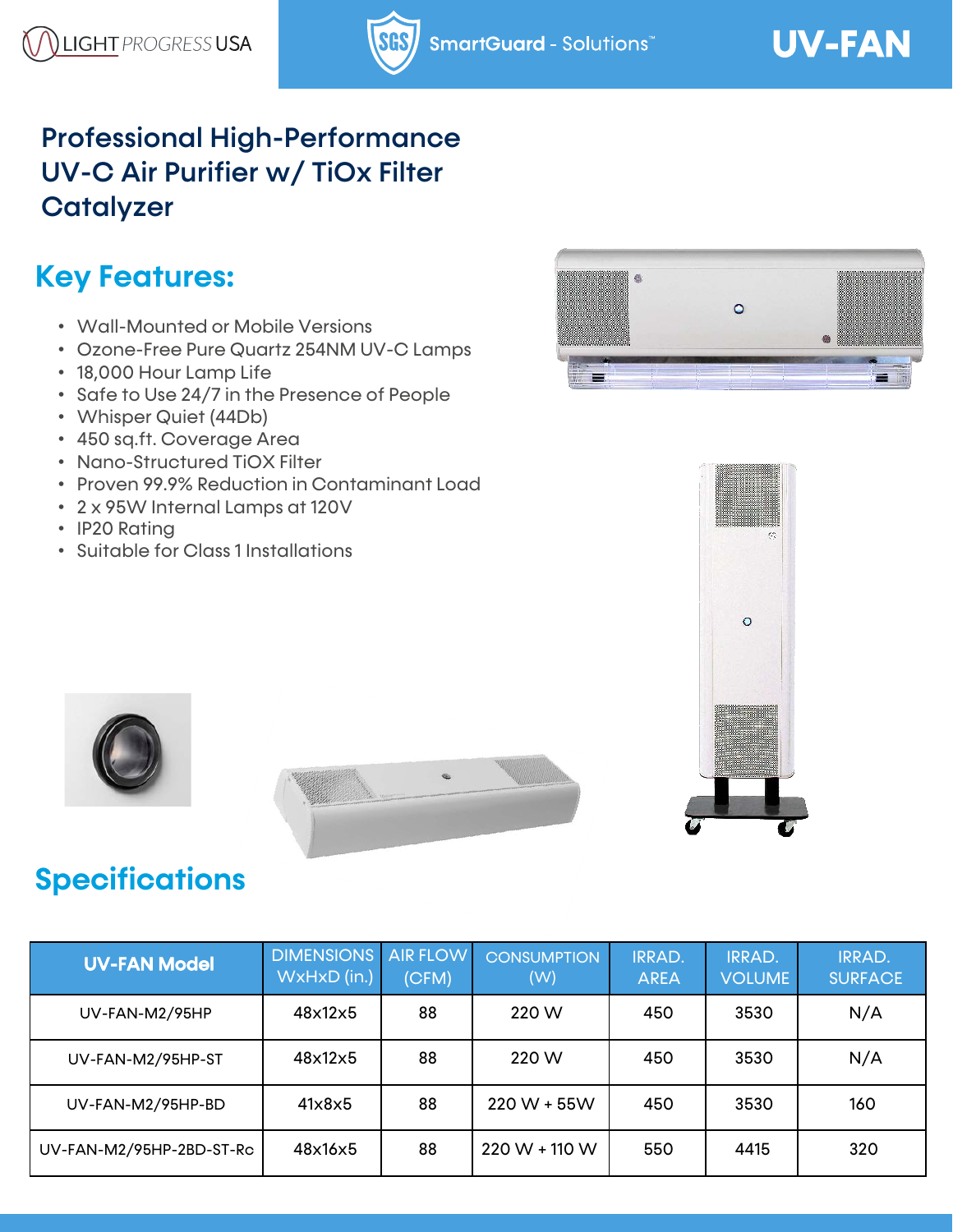LIGHT PROGRESS USA

SmartGuard - Solutions™

UV-FAN

# Professional High-Performance UV-C Air Purifier w/ TiOx Filter Catalyzer

## Key Features:

- Wall-Mounted or Mobile Versions
- Ozone-Free Pure Quartz 254NM UV-C Lamps
- 18,000 Hour Lamp Life
- Safe to Use 24/7 in the Presence of People
- Whisper Quiet (44Db)
- 450 sq.ft. Coverage Area
- Nano-Structured TiOX Filter
- Proven 99.9% Reduction in Contaminant Load
- 2 x 95W Internal Lamps at 120V
- IP20 Rating
- Suitable for Class 1 Installations

## Specifications

| UV-FAN Model | DIMENSIONS WxHxD (in.) | AIR FLOW (CFM) | CONSUMPTION (W) | IRRAD. AREA | IRRAD. VOLUME | IRRAD. SURFACE |
|---|---|---|---|---|---|---|
| UV-FAN-M2/95HP | 48x12x5 | 88 | 220 W | 450 | 3530 | N/A |
| UV-FAN-M2/95HP-ST | 48x12x5 | 88 | 220 W | 450 | 3530 | N/A |
| UV-FAN-M2/95HP-BD | 41x8x5 | 88 | 220 W + 55W | 450 | 3530 | 160 |
| UV-FAN-M2/95HP-2BD-ST-Rc | 48x16x5 | 88 | 220 W + 110 W | 550 | 4415 | 320 |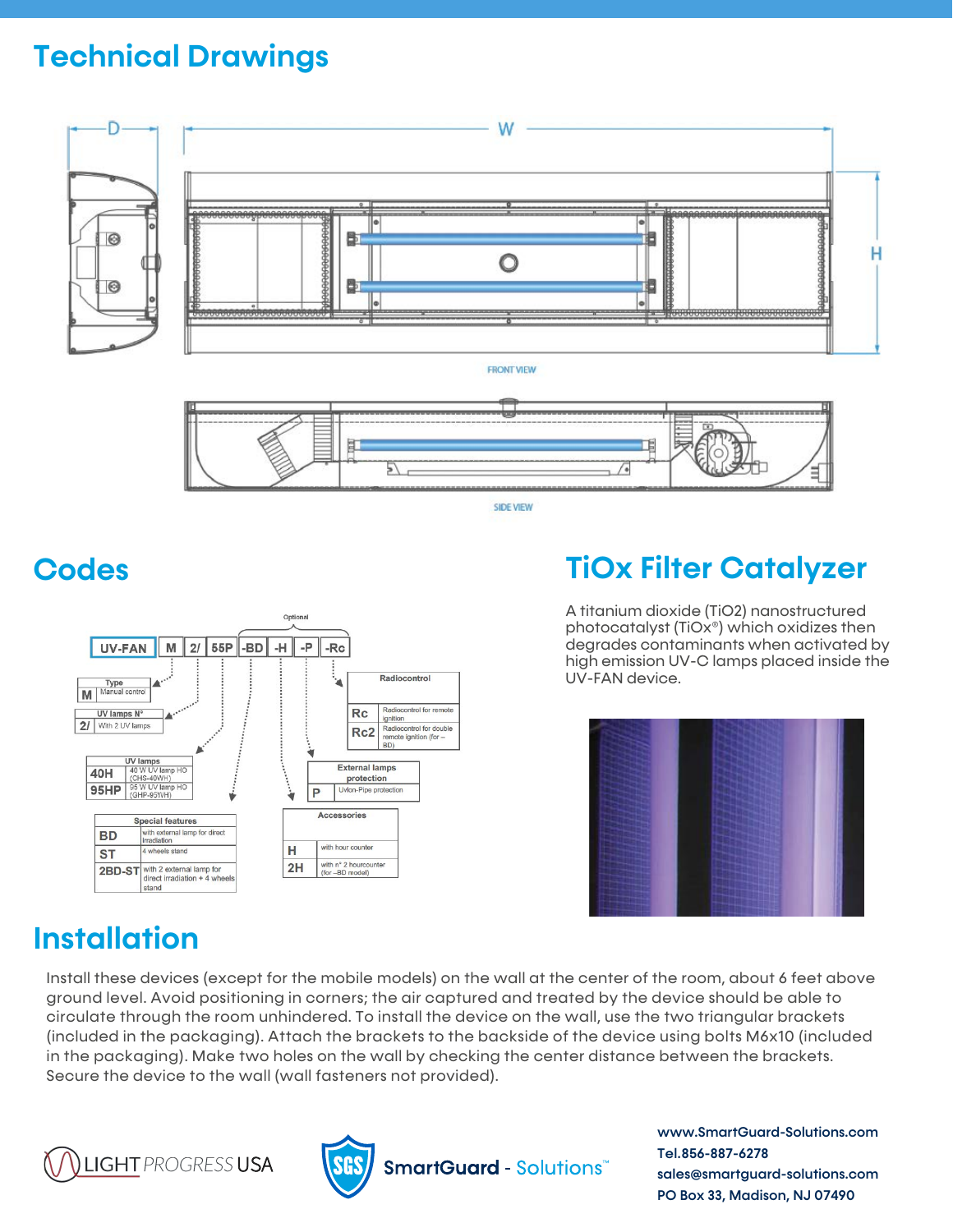# Technical Drawings

D

W

H

FRONT VIEW

SIDE VIEW

# Codes

Optional

UV-FAN | M | 2/ | 55P | -BD | -H | -P | -Rc

| Type | |
|---|---|
| M | Manual control |

| UV lamps N° | |
|---|---|
| 2/ | With 2 UV lamps |

| UV lamps | |
|---|---|
| 40H | 40 W UV lamp HO (CHS-40WH) |
| 95HP | 95 W UV lamp HO (GHP-95WH) |

| Special features | |
|---|---|
| BD | with external lamp for direct irradiation |
| ST | 4 wheels stand |
| 2BD-ST | with 2 external lamp for direct irradiation + 4 wheels stand |

| Accessories | |
|---|---|
| H | with hour counter |
| 2H | with n° 2 hourcounter (for –BD model) |

| External lamps protection | |
|---|---|
| P | Uvlon-Pipe protection |

| Radiocontrol | |
|---|---|
| Rc | Radiocontrol for remote ignition |
| Rc2 | Radiocontrol for double remote ignition (for – BD) |

# TiOx Filter Catalyzer

A titanium dioxide ($TiO_2$) nanostructured photocatalyst (TiOx®) which oxidizes then degrades contaminants when activated by high emission UV-C lamps placed inside the UV-FAN device.

# Installation

Install these devices (except for the mobile models) on the wall at the center of the room, about 6 feet above ground level. Avoid positioning in corners; the air captured and treated by the device should be able to circulate through the room unhindered. To install the device on the wall, use the two triangular brackets (included in the packaging). Attach the brackets to the backside of the device using bolts M6x10 (included in the packaging). Make two holes on the wall by checking the center distance between the brackets. Secure the device to the wall (wall fasteners not provided).

LIGHT PROGRESS USA

SGS SmartGuard - Solutions™

www.SmartGuard-Solutions.com
Tel.856-887-6278
sales@smartguard-solutions.com
PO Box 33, Madison, NJ 07490